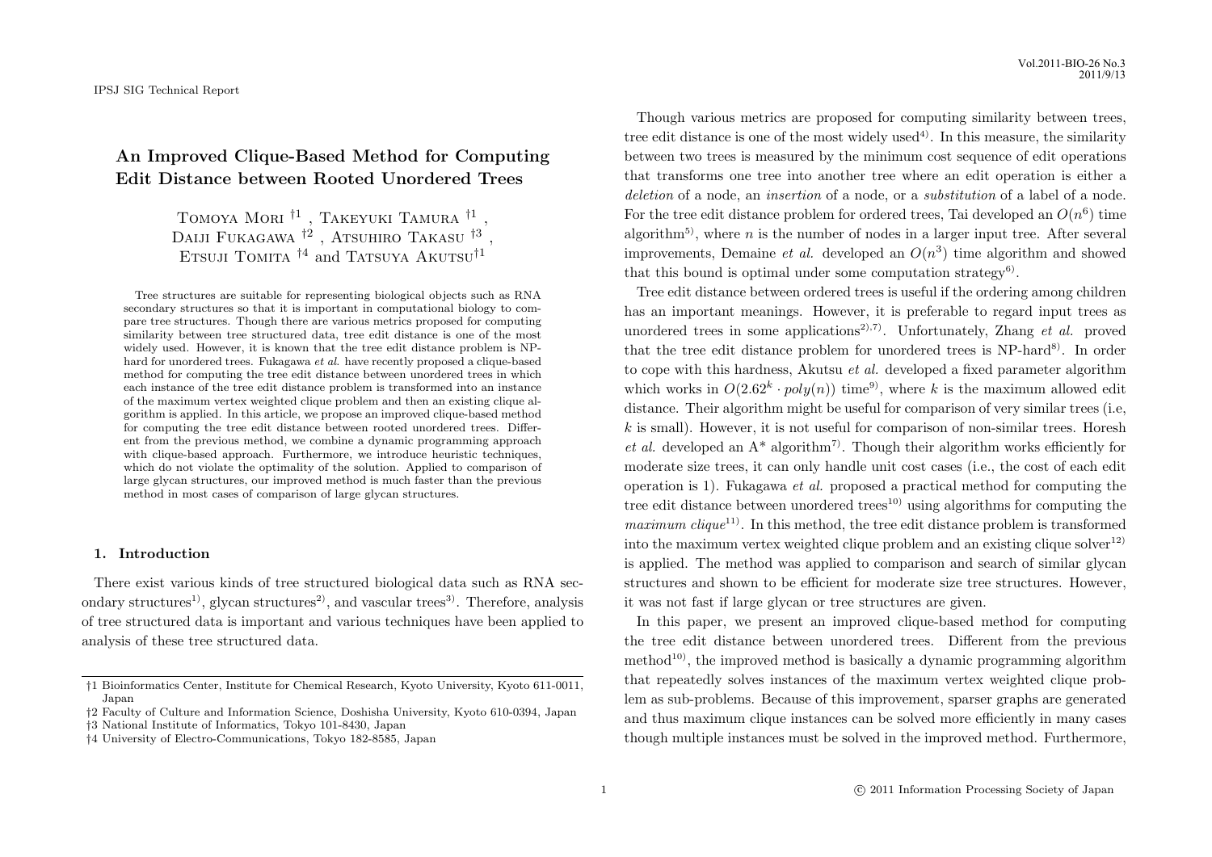# An Improved Clique-Based Method for Computing Edit Distance between Rooted Unordered Trees

Tomoya Mori [†1], Takeyuki Tamura [†1], Daiji Fukagawa [†2], Atsuhiro Takasu [†3], Etsuji Tomita [†4] and Tatsuya Akutsu[†1]

Tree structures are suitable for representing biological objects such as RNA secondary structures so that it is important in computational biology to compare tree structures. Though there are various metrics proposed for computing similarity between tree structured data, tree edit distance is one of the most widely used. However, it is known that the tree edit distance problem is NP-hard for unordered trees. Fukagawa *et al.* have recently proposed a clique-based method for computing the tree edit distance between unordered trees in which each instance of the tree edit distance problem is transformed into an instance of the maximum vertex weighted clique problem and then an existing clique algorithm is applied. In this article, we propose an improved clique-based method for computing the tree edit distance between rooted unordered trees. Different from the previous method, we combine a dynamic programming approach with clique-based approach. Furthermore, we introduce heuristic techniques, which do not violate the optimality of the solution. Applied to comparison of large glycan structures, our improved method is much faster than the previous method in most cases of comparison of large glycan structures.

## 1. Introduction

There exist various kinds of tree structured biological data such as RNA secondary structures[1], glycan structures[2], and vascular trees[3]. Therefore, analysis of tree structured data is important and various techniques have been applied to analysis of these tree structured data.

†1 Bioinformatics Center, Institute for Chemical Research, Kyoto University, Kyoto 611-0011, Japan

†2 Faculty of Culture and Information Science, Doshisha University, Kyoto 610-0394, Japan

†3 National Institute of Informatics, Tokyo 101-8430, Japan

†4 University of Electro-Communications, Tokyo 182-8585, Japan

Though various metrics are proposed for computing similarity between trees, tree edit distance is one of the most widely used[4]. In this measure, the similarity between two trees is measured by the minimum cost sequence of edit operations that transforms one tree into another tree where an edit operation is either a *deletion* of a node, an *insertion* of a node, or a *substitution* of a label of a node. For the tree edit distance problem for ordered trees, Tai developed an $O(n^6)$ time algorithm[5], where $n$ is the number of nodes in a larger input tree. After several improvements, Demaine *et al.* developed an $O(n^3)$ time algorithm and showed that this bound is optimal under some computation strategy[6].

Tree edit distance between ordered trees is useful if the ordering among children has an important meanings. However, it is preferable to regard input trees as unordered trees in some applications[2),7]. Unfortunately, Zhang *et al.* proved that the tree edit distance problem for unordered trees is NP-hard[8]. In order to cope with this hardness, Akutsu *et al.* developed a fixed parameter algorithm which works in $O(2.62^k \cdot poly(n))$ time[9], where $k$ is the maximum allowed edit distance. Their algorithm might be useful for comparison of very similar trees (i.e, $k$ is small). However, it is not useful for comparison of non-similar trees. Horesh *et al.* developed an A* algorithm[7]. Though their algorithm works efficiently for moderate size trees, it can only handle unit cost cases (i.e., the cost of each edit operation is 1). Fukagawa *et al.* proposed a practical method for computing the tree edit distance between unordered trees[10] using algorithms for computing the *maximum clique*[11]. In this method, the tree edit distance problem is transformed into the maximum vertex weighted clique problem and an existing clique solver[12] is applied. The method was applied to comparison and search of similar glycan structures and shown to be efficient for moderate size tree structures. However, it was not fast if large glycan or tree structures are given.

In this paper, we present an improved clique-based method for computing the tree edit distance between unordered trees. Different from the previous method[10], the improved method is basically a dynamic programming algorithm that repeatedly solves instances of the maximum vertex weighted clique problem as sub-problems. Because of this improvement, sparser graphs are generated and thus maximum clique instances can be solved more efficiently in many cases though multiple instances must be solved in the improved method. Furthermore,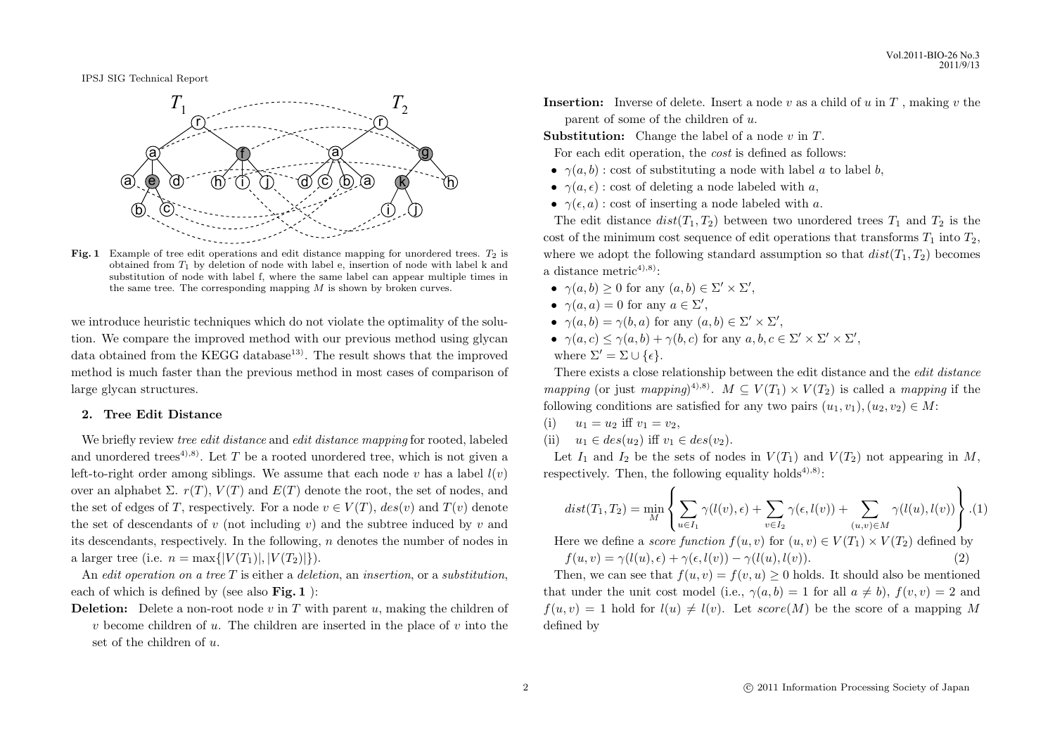Fig. 1 Example of tree edit operations and edit distance mapping for unordered trees. $T_2$ is obtained from $T_1$ by deletion of node with label e, insertion of node with label k and substitution of node with label f, where the same label can appear multiple times in the same tree. The corresponding mapping $M$ is shown by broken curves.

we introduce heuristic techniques which do not violate the optimality of the solution. We compare the improved method with our previous method using glycan data obtained from the KEGG database[13]. The result shows that the improved method is much faster than the previous method in most cases of comparison of large glycan structures.

## 2. Tree Edit Distance

We briefly review *tree edit distance* and *edit distance mapping* for rooted, labeled and unordered trees[4),8)]. Let $T$ be a rooted unordered tree, which is not given a left-to-right order among siblings. We assume that each node $v$ has a label $l(v)$ over an alphabet $\Sigma$. $r(T)$, $V(T)$ and $E(T)$ denote the root, the set of nodes, and the set of edges of $T$, respectively. For a node $v \in V(T)$, $des(v)$ and $T(v)$ denote the set of descendants of $v$ (not including $v$) and the subtree induced by $v$ and its descendants, respectively. In the following, $n$ denotes the number of nodes in a larger tree (i.e. $n = \max\{|V(T_1)|, |V(T_2)|\}$).

An *edit operation on a tree* $T$ is either a *deletion*, an *insertion*, or a *substitution*, each of which is defined by (see also **Fig. 1** ):

**Deletion:** Delete a non-root node $v$ in $T$ with parent $u$, making the children of $v$ become children of $u$. The children are inserted in the place of $v$ into the set of the children of $u$.

**Insertion:** Inverse of delete. Insert a node $v$ as a child of $u$ in $T$ , making $v$ the parent of some of the children of $u$.

**Substitution:** Change the label of a node $v$ in $T$.

For each edit operation, the *cost* is defined as follows:

- $\gamma(a, b)$ : cost of substituting a node with label $a$ to label $b$,
- $\gamma(a, \epsilon)$ : cost of deleting a node labeled with $a$,
- $\gamma(\epsilon, a)$ : cost of inserting a node labeled with $a$.

The edit distance $dist(T_1, T_2)$ between two unordered trees $T_1$ and $T_2$ is the cost of the minimum cost sequence of edit operations that transforms $T_1$ into $T_2$, where we adopt the following standard assumption so that $dist(T_1, T_2)$ becomes a distance metric[4),8)]:

- $\gamma(a, b) \geq 0$ for any $(a, b) \in \Sigma' \times \Sigma'$,
- $\gamma(a, a) = 0$ for any $a \in \Sigma'$,
- $\gamma(a, b) = \gamma(b, a)$ for any $(a, b) \in \Sigma' \times \Sigma'$,
- $\gamma(a, c) \leq \gamma(a, b) + \gamma(b, c)$ for any $a, b, c \in \Sigma' \times \Sigma' \times \Sigma'$,

where $\Sigma' = \Sigma \cup \{\epsilon\}$.

There exists a close relationship between the edit distance and the *edit distance mapping* (or just *mapping*)[4),8)]. $M \subseteq V(T_1) \times V(T_2)$ is called a *mapping* if the following conditions are satisfied for any two pairs $(u_1, v_1), (u_2, v_2) \in M$:

(i) $u_1 = u_2$ iff $v_1 = v_2$,

(ii) $u_1 \in des(u_2)$ iff $v_1 \in des(v_2)$.

Let $I_1$ and $I_2$ be the sets of nodes in $V(T_1)$ and $V(T_2)$ not appearing in $M$, respectively. Then, the following equality holds[4),8)]:

$$dist(T_1, T_2) = \min_M \left\{ \sum_{u \in I_1} \gamma(l(v), \epsilon) + \sum_{v \in I_2} \gamma(\epsilon, l(v)) + \sum_{(u,v) \in M} \gamma(l(u), l(v)) \right\}. \quad (1)$$

Here we define a *score function* $f(u, v)$ for $(u, v) \in V(T_1) \times V(T_2)$ defined by

$$f(u, v) = \gamma(l(u), \epsilon) + \gamma(\epsilon, l(v)) - \gamma(l(u), l(v)). \quad (2)$$

Then, we can see that $f(u, v) = f(v, u) \geq 0$ holds. It should also be mentioned that under the unit cost model (i.e., $\gamma(a, b) = 1$ for all $a \neq b$), $f(v, v) = 2$ and $f(u, v) = 1$ hold for $l(u) \neq l(v)$. Let $score(M)$ be the score of a mapping $M$ defined by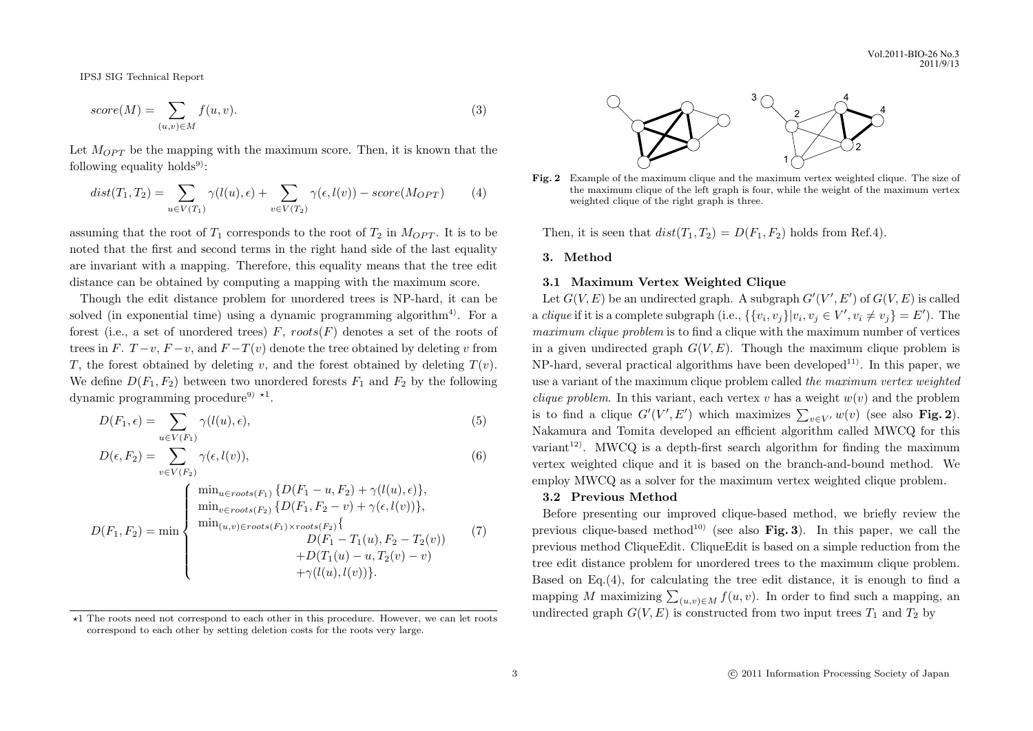$$score(M) = \sum_{(u,v) \in M} f(u,v). \tag{3}$$

Let $M_{OPT}$ be the mapping with the maximum score. Then, it is known that the following equality holds[9]:

$$dist(T_1, T_2) = \sum_{u \in V(T_1)} \gamma(l(u), \epsilon) + \sum_{v \in V(T_2)} \gamma(\epsilon, l(v)) - score(M_{OPT}) \tag{4}$$

assuming that the root of $T_1$ corresponds to the root of $T_2$ in $M_{OPT}$. It is to be noted that the first and second terms in the right hand side of the last equality are invariant with a mapping. Therefore, this equality means that the tree edit distance can be obtained by computing a mapping with the maximum score.

Though the edit distance problem for unordered trees is NP-hard, it can be solved (in exponential time) using a dynamic programming algorithm[4]. For a forest (i.e., a set of unordered trees) $F$, $roots(F)$ denotes a set of the roots of trees in $F$. $T - v$, $F - v$, and $F - T(v)$ denote the tree obtained by deleting $v$ from $T$, the forest obtained by deleting $v$, and the forest obtained by deleting $T(v)$. We define $D(F_1, F_2)$ between two unordered forests $F_1$ and $F_2$ by the following dynamic programming procedure[9] ⋆1.

$$D(F_1, \epsilon) = \sum_{u \in V(F_1)} \gamma(l(u), \epsilon), \tag{5}$$

$$D(\epsilon, F_2) = \sum_{v \in V(F_2)} \gamma(\epsilon, l(v)), \tag{6}$$

$$D(F_1, F_2) = \min \left\{ \begin{array}{l} \min_{u \in roots(F_1)} \{D(F_1 - u, F_2) + \gamma(l(u), \epsilon)\}, \\ \min_{v \in roots(F_2)} \{D(F_1, F_2 - v) + \gamma(\epsilon, l(v))\}, \\ \min_{(u,v) \in roots(F_1) \times roots(F_2)} \{ \\ \qquad D(F_1 - T_1(u), F_2 - T_2(v)) \\ \qquad + D(T_1(u) - u, T_2(v) - v) \\ \qquad + \gamma(l(u), l(v))\}. \end{array} \right. \tag{7}$$

Then, it is seen that $dist(T_1, T_2) = D(F_1, F_2)$ holds from Ref.4).

## 3. Method

### 3.1 Maximum Vertex Weighted Clique

Let $G(V, E)$ be an undirected graph. A subgraph $G'(V', E')$ of $G(V, E)$ is called a *clique* if it is a complete subgraph (i.e., $\{\{v_i, v_j\} | v_i, v_j \in V', v_i \neq v_j\} = E'$). The *maximum clique problem* is to find a clique with the maximum number of vertices in a given undirected graph $G(V, E)$. Though the maximum clique problem is NP-hard, several practical algorithms have been developed[11]. In this paper, we use a variant of the maximum clique problem called *the maximum vertex weighted clique problem*. In this variant, each vertex $v$ has a weight $w(v)$ and the problem is to find a clique $G'(V', E')$ which maximizes $\sum_{v \in V'} w(v)$ (see also **Fig. 2**). Nakamura and Tomita developed an efficient algorithm called MWCQ for this variant[12]. MWCQ is a depth-first search algorithm for finding the maximum vertex weighted clique and it is based on the branch-and-bound method. We employ MWCQ as a solver for the maximum vertex weighted clique problem.

**Fig. 2** Example of the maximum clique and the maximum vertex weighted clique. The size of the maximum clique of the left graph is four, while the weight of the maximum vertex weighted clique of the right graph is three.

### 3.2 Previous Method

Before presenting our improved clique-based method, we briefly review the previous clique-based method[10] (see also **Fig. 3**). In this paper, we call the previous method CliqueEdit. CliqueEdit is based on a simple reduction from the tree edit distance problem for unordered trees to the maximum clique problem. Based on Eq.(4), for calculating the tree edit distance, it is enough to find a mapping $M$ maximizing $\sum_{(u,v) \in M} f(u, v)$. In order to find such a mapping, an undirected graph $G(V, E)$ is constructed from two input trees $T_1$ and $T_2$ by

⋆1 The roots need not correspond to each other in this procedure. However, we can let roots correspond to each other by setting deletion costs for the roots very large.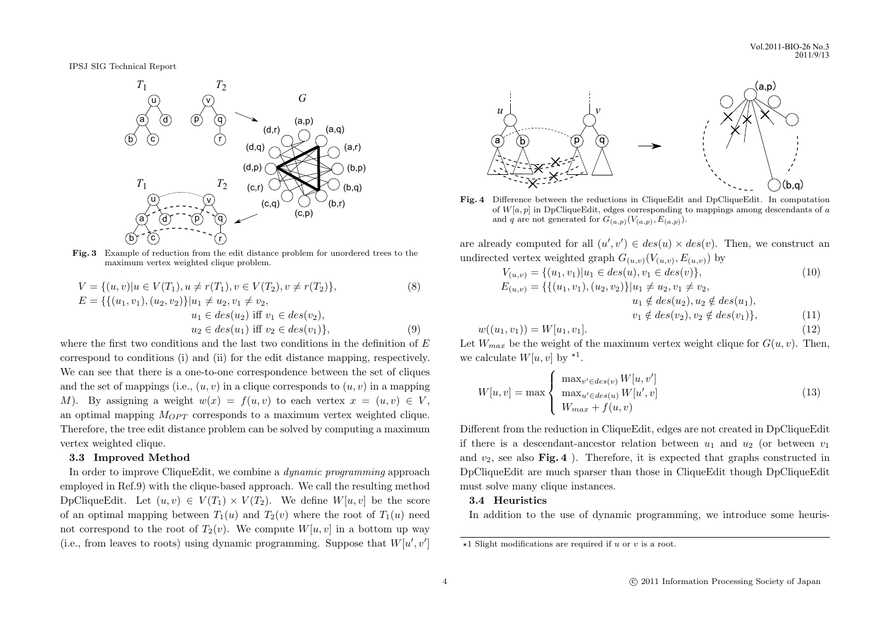**Fig. 3** Example of reduction from the edit distance problem for unordered trees to the maximum vertex weighted clique problem.

$$V = \{(u,v) | u \in V(T_1), u \neq r(T_1), v \in V(T_2), v \neq r(T_2)\}, \tag{8}$$

$$\begin{aligned} E = \{\{(u_1,v_1),(u_2,v_2)\} | & u_1 \neq u_2, v_1 \neq v_2, \\ & u_1 \in des(u_2) \text{ iff } v_1 \in des(v_2), \\ & u_2 \in des(u_1) \text{ iff } v_2 \in des(v_1)\}, \end{aligned} \tag{9}$$

where the first two conditions and the last two conditions in the definition of $E$ correspond to conditions (i) and (ii) for the edit distance mapping, respectively. We can see that there is a one-to-one correspondence between the set of cliques and the set of mappings (i.e., $(u,v)$ in a clique corresponds to $(u,v)$ in a mapping $M$). By assigning a weight $w(x) = f(u,v)$ to each vertex $x = (u,v) \in V$, an optimal mapping $M_{OPT}$ corresponds to a maximum vertex weighted clique. Therefore, the tree edit distance problem can be solved by computing a maximum vertex weighted clique.

### 3.3 Improved Method

In order to improve CliqueEdit, we combine a *dynamic programming* approach employed in Ref.9) with the clique-based approach. We call the resulting method DpCliqueEdit. Let $(u,v) \in V(T_1) \times V(T_2)$. We define $W[u,v]$ be the score of an optimal mapping between $T_1(u)$ and $T_2(v)$ where the root of $T_1(u)$ need not correspond to the root of $T_2(v)$. We compute $W[u,v]$ in a bottom up way (i.e., from leaves to roots) using dynamic programming. Suppose that $W[u',v']$ are already computed for all $(u',v') \in des(u) \times des(v)$. Then, we construct an undirected vertex weighted graph $G_{(u,v)}(V_{(u,v)}, E_{(u,v)})$ by

$$V_{(u,v)} = \{(u_1,v_1) | u_1 \in des(u), v_1 \in des(v)\}, \tag{10}$$

$$\begin{aligned} E_{(u,v)} = \{\{(u_1,v_1),(u_2,v_2)\} | & u_1 \neq u_2, v_1 \neq v_2, \\ & u_1 \notin des(u_2), u_2 \notin des(u_1), \\ & v_1 \notin des(v_2), v_2 \notin des(v_1)\}, \end{aligned} \tag{11}$$

$$w((u_1,v_1)) = W[u_1,v_1]. \tag{12}$$

Let $W_{max}$ be the weight of the maximum vertex weight clique for $G(u,v)$. Then, we calculate $W[u,v]$ by [⋆1].

$$W[u,v] = \max \begin{cases} \max_{v' \in des(v)} W[u,v'] \\ \max_{u' \in des(u)} W[u',v] \\ W_{max} + f(u,v) \end{cases} \tag{13}$$

**Fig. 4** Difference between the reductions in CliqueEdit and DpCliqueEdit. In computation of $W[a,p]$ in DpCliqueEdit, edges corresponding to mappings among descendants of $a$ and $q$ are not generated for $G_{(a,p)}(V_{(a,p)}, E_{(a,p)})$.

Different from the reduction in CliqueEdit, edges are not created in DpCliqueEdit if there is a descendant-ancestor relation between $u_1$ and $u_2$ (or between $v_1$ and $v_2$, see also **Fig. 4** ). Therefore, it is expected that graphs constructed in DpCliqueEdit are much sparser than those in CliqueEdit though DpCliqueEdit must solve many clique instances.

### 3.4 Heuristics

In addition to the use of dynamic programming, we introduce some heuris-

⋆1 Slight modifications are required if $u$ or $v$ is a root.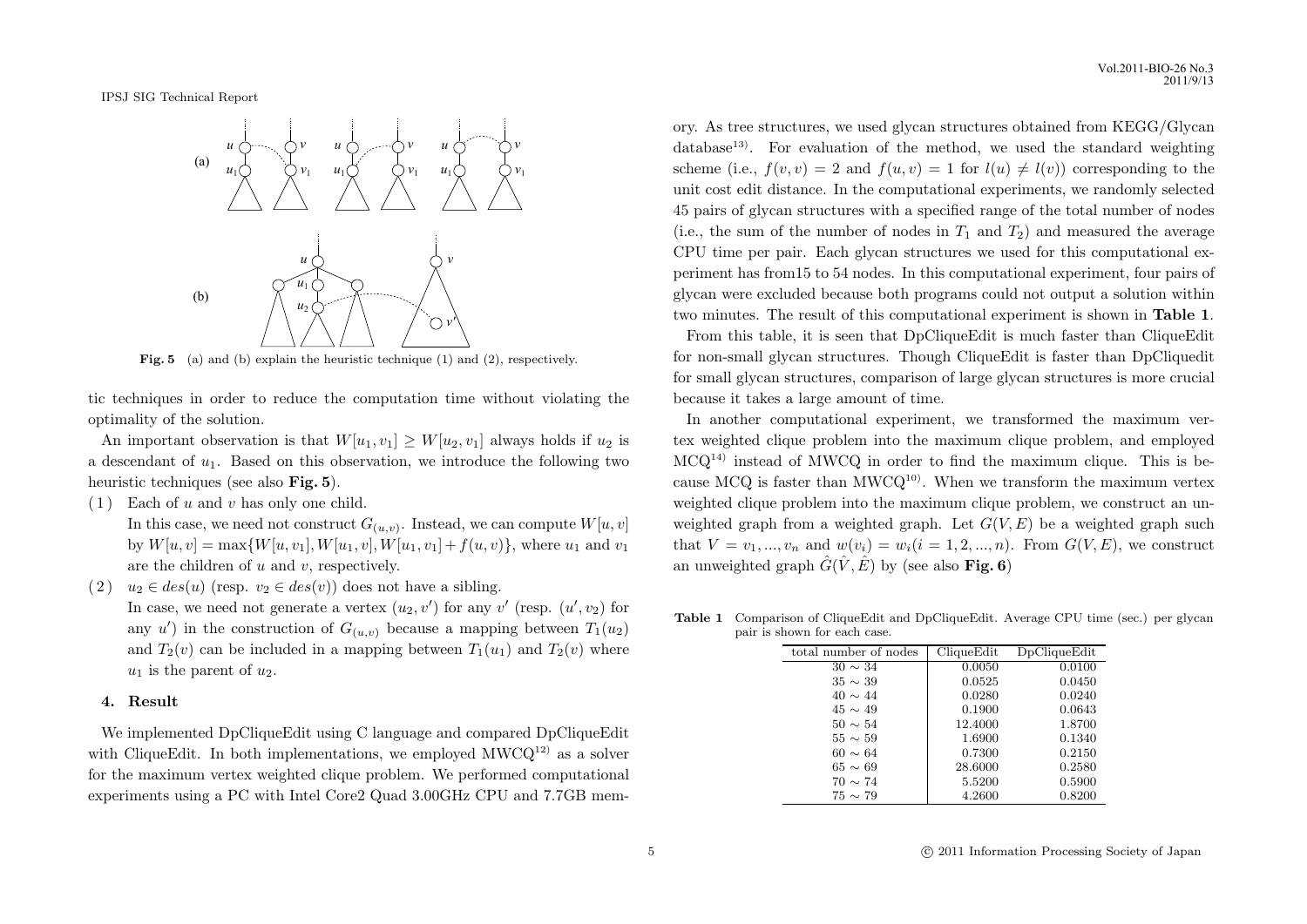Fig. 5 (a) and (b) explain the heuristic technique (1) and (2), respectively.

tic techniques in order to reduce the computation time without violating the optimality of the solution.

An important observation is that $W[u_1, v_1] \geq W[u_2, v_1]$ always holds if $u_2$ is a descendant of $u_1$. Based on this observation, we introduce the following two heuristic techniques (see also **Fig. 5**).

(1) Each of $u$ and $v$ has only one child.
In this case, we need not construct $G_{(u,v)}$. Instead, we can compute $W[u, v]$ by $W[u, v] = \max\{W[u, v_1], W[u_1, v], W[u_1, v_1] + f(u, v)\}$, where $u_1$ and $v_1$ are the children of $u$ and $v$, respectively.

(2) $u_2 \in des(u)$ (resp. $v_2 \in des(v)$) does not have a sibling.
In case, we need not generate a vertex $(u_2, v')$ for any $v'$ (resp. $(u', v_2)$ for any $u'$) in the construction of $G_{(u,v)}$ because a mapping between $T_1(u_2)$ and $T_2(v)$ can be included in a mapping between $T_1(u_1)$ and $T_2(v)$ where $u_1$ is the parent of $u_2$.

## 4. Result

We implemented DpCliqueEdit using C language and compared DpCliqueEdit with CliqueEdit. In both implementations, we employed MWCQ[12] as a solver for the maximum vertex weighted clique problem. We performed computational experiments using a PC with Intel Core2 Quad 3.00GHz CPU and 7.7GB memory. As tree structures, we used glycan structures obtained from KEGG/Glycan database[13]. For evaluation of the method, we used the standard weighting scheme (i.e., $f(v, v) = 2$ and $f(u, v) = 1$ for $l(u) \neq l(v)$) corresponding to the unit cost edit distance. In the computational experiments, we randomly selected 45 pairs of glycan structures with a specified range of the total number of nodes (i.e., the sum of the number of nodes in $T_1$ and $T_2$) and measured the average CPU time per pair. Each glycan structures we used for this computational experiment has from15 to 54 nodes. In this computational experiment, four pairs of glycan were excluded because both programs could not output a solution within two minutes. The result of this computational experiment is shown in **Table 1**.

From this table, it is seen that DpCliqueEdit is much faster than CliqueEdit for non-small glycan structures. Though CliqueEdit is faster than DpCliquedit for small glycan structures, comparison of large glycan structures is more crucial because it takes a large amount of time.

In another computational experiment, we transformed the maximum vertex weighted clique problem into the maximum clique problem, and employed MCQ[14] instead of MWCQ in order to find the maximum clique. This is because MCQ is faster than MWCQ[10]. When we transform the maximum vertex weighted clique problem into the maximum clique problem, we construct an unweighted graph from a weighted graph. Let $G(V, E)$ be a weighted graph such that $V = v_1, ..., v_n$ and $w(v_i) = w_i (i = 1, 2, ..., n)$. From $G(V, E)$, we construct an unweighted graph $\hat{G}(\hat{V}, \hat{E})$ by (see also **Fig. 6**)

**Table 1** Comparison of CliqueEdit and DpCliqueEdit. Average CPU time (sec.) per glycan pair is shown for each case.

| total number of nodes | CliqueEdit | DpCliqueEdit |
|---|---|---|
| $30 \sim 34$ | 0.0050 | 0.0100 |
| $35 \sim 39$ | 0.0525 | 0.0450 |
| $40 \sim 44$ | 0.0280 | 0.0240 |
| $45 \sim 49$ | 0.1900 | 0.0643 |
| $50 \sim 54$ | 12.4000 | 1.8700 |
| $55 \sim 59$ | 1.6900 | 0.1340 |
| $60 \sim 64$ | 0.7300 | 0.2150 |
| $65 \sim 69$ | 28.6000 | 0.2580 |
| $70 \sim 74$ | 5.5200 | 0.5900 |
| $75 \sim 79$ | 4.2600 | 0.8200 |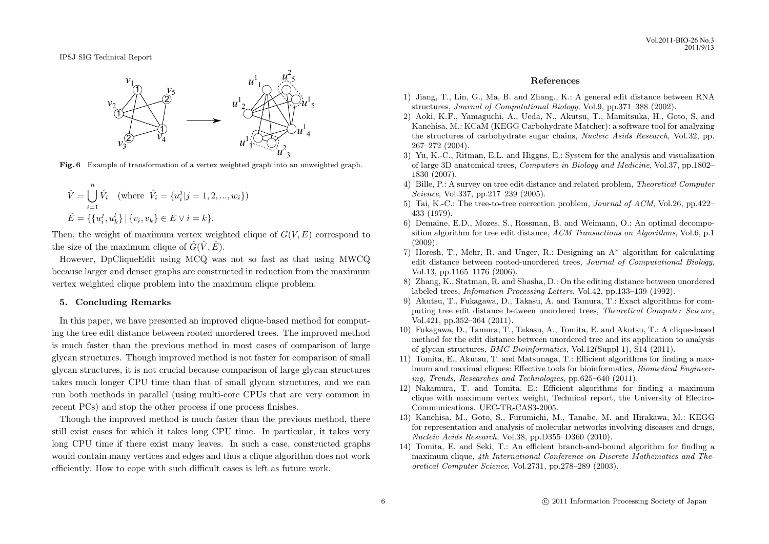Fig. 6 Example of transformation of a vertex weighted graph into an unweighted graph.

$$\hat{V} = \bigcup_{i=1}^{n} \hat{V}_i \quad \text{(where } \hat{V}_i = \{u_i^j | j = 1, 2, ..., w_i\}\text{)}$$

$$\hat{E} = \{\{u_i^j, u_k^l\} \,|\, \{v_i, v_k\} \in E \vee i = k\}.$$

Then, the weight of maximum vertex weighted clique of $G(V, E)$ correspond to the size of the maximum clique of $\hat{G}(\hat{V}, \hat{E})$.

However, DpCliqueEdit using MCQ was not so fast as that using MWCQ because larger and denser graphs are constructed in reduction from the maximum vertex weighted clique problem into the maximum clique problem.

## 5. Concluding Remarks

In this paper, we have presented an improved clique-based method for computing the tree edit distance between rooted unordered trees. The improved method is much faster than the previous method in most cases of comparison of large glycan structures. Though improved method is not faster for comparison of small glycan structures, it is not crucial because comparison of large glycan structures takes much longer CPU time than that of small glycan structures, and we can run both methods in parallel (using multi-core CPUs that are very common in recent PCs) and stop the other process if one process finishes.

Though the improved method is much faster than the previous method, there still exist cases for which it takes long CPU time. In particular, it takes very long CPU time if there exist many leaves. In such a case, constructed graphs would contain many vertices and edges and thus a clique algorithm does not work efficiently. How to cope with such difficult cases is left as future work.

## References

1) Jiang, T., Lin, G., Ma, B. and Zhang., K.: A general edit distance between RNA structures, *Journal of Computational Biology*, Vol.9, pp.371–388 (2002).
2) Aoki, K.F., Yamaguchi, A., Ueda, N., Akutsu, T., Mamitsuka, H., Goto, S. and Kanehisa, M.: KCaM (KEGG Carbohydrate Matcher): a software tool for analyzing the structures of carbohydrate sugar chains, *Nucleic Asids Research*, Vol.32, pp. 267–272 (2004).
3) Yu, K.-C., Ritman, E.L. and Higgns, E.: System for the analysis and visualization of large 3D anatomical trees, *Computers in Biology and Medicine*, Vol.37, pp.1802–1830 (2007).
4) Bille, P.: A survey on tree edit distance and related problem, *Theoretical Computer Science*, Vol.337, pp.217–239 (2005).
5) Tai, K.-C.: The tree-to-tree correction problem, *Journal of ACM*, Vol.26, pp.422–433 (1979).
6) Demaine, E.D., Mozes, S., Rossman, B. and Weimann, O.: An optimal decomposition algorithm for tree edit distance, *ACM Transactions on Algorithms*, Vol.6, p.1 (2009).
7) Horesh, T., Mehr, R. and Unger, R.: Designing an A* algorithm for calculating edit distance between rooted-unordered trees, *Journal of Computational Biology*, Vol.13, pp.1165–1176 (2006).
8) Zhang, K., Statman, R. and Shasha, D.: On the editing distance between unordered labeled trees, *Infomation Processing Letters*, Vol.42, pp.133–139 (1992).
9) Akutsu, T., Fukagawa, D., Takasu, A. and Tamura, T.: Exact algorithms for computing tree edit distance between unordered trees, *Theoretical Computer Science*, Vol.421, pp.352–364 (2011).
10) Fukagawa, D., Tamura, T., Takasu, A., Tomita, E. and Akutsu, T.: A clique-based method for the edit distance between unordered tree and its application to analysis of glycan structures, *BMC Bioinformatics*, Vol.12(Suppl 1), S14 (2011).
11) Tomita, E., Akutsu, T. and Matsunaga, T.: Efficient algorithms for finding a maximum and maximal cliques: Effective tools for bioinformatics, *Biomedical Engineering, Trends, Researches and Technologies*, pp.625–640 (2011).
12) Nakamura, T. and Tomita, E.: Efficient algorithms for finding a maximum clique with maximum vertex weight, Technical report, the University of Electro-Communications. UEC-TR-CAS3-2005.
13) Kanehisa, M., Goto, S., Furumichi, M., Tanabe, M. and Hirakawa, M.: KEGG for representation and analysis of molecular networks involving diseases and drugs, *Nucleic Acids Research*, Vol.38, pp.D355–D360 (2010).
14) Tomita, E. and Seki, T.: An efficient branch-and-bound algorithm for finding a maximum clique, *4th International Conference on Discrete Mathematics and Theoretical Computer Science*, Vol.2731, pp.278–289 (2003).